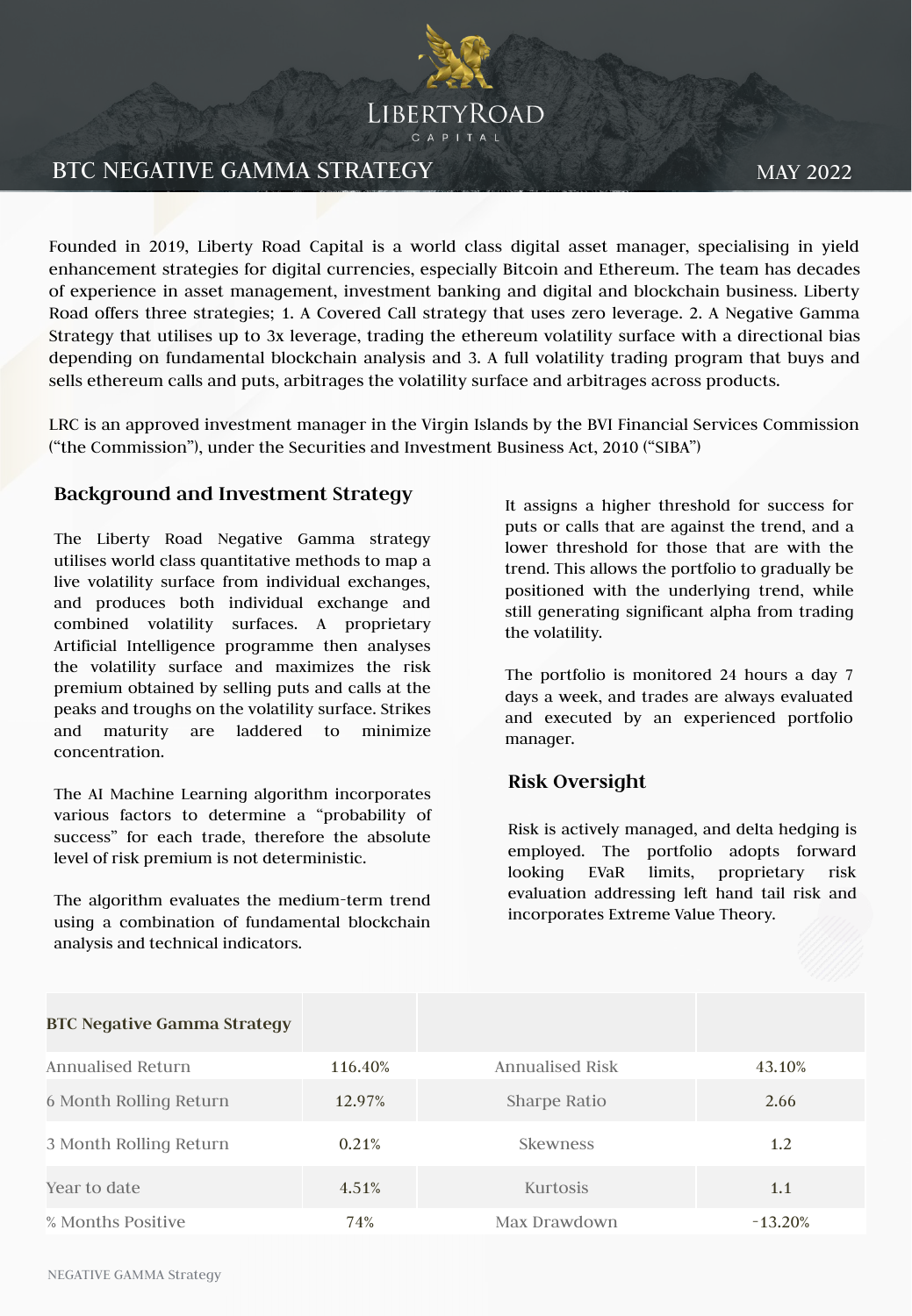LIBERTYROAD CAPITAL

# BTC NEGATIVE GAMMA STRATEGY

MAY 2022

Founded in 2019, Liberty Road Capital is a world class digital asset manager, specialising in yield enhancement strategies for digital currencies, especially Bitcoin and Ethereum. The team has decades of experience in asset management, investment banking and digital and blockchain business. Liberty Road offers three strategies; 1. A Covered Call strategy that uses zero leverage. 2. A Negative Gamma Strategy that utilises up to 3x leverage, trading the ethereum volatility surface with a directional bias depending on fundamental blockchain analysis and 3. A full volatility trading program that buys and sells ethereum calls and puts, arbitrages the volatility surface and arbitrages across products.

LRC is an approved investment manager in the Virgin Islands by the BVI Financial Services Commission ("the Commission"), under the Securities and Investment Business Act, 2010 ("SIBA")

## Background and Investment Strategy

The Liberty Road Negative Gamma strategy utilises world class quantitative methods to map a live volatility surface from individual exchanges, and produces both individual exchange and combined volatility surfaces. A proprietary Artificial Intelligence programme then analyses the volatility surface and maximizes the risk premium obtained by selling puts and calls at the peaks and troughs on the volatility surface. Strikes and maturity are laddered to minimize concentration.

The AI Machine Learning algorithm incorporates various factors to determine a "probability of success" for each trade, therefore the absolute level of risk premium is not deterministic.

The algorithm evaluates the medium-term trend using a combination of fundamental blockchain analysis and technical indicators.

It assigns a higher threshold for success for puts or calls that are against the trend, and a lower threshold for those that are with the trend. This allows the portfolio to gradually be positioned with the underlying trend, while still generating significant alpha from trading the volatility.

The portfolio is monitored 24 hours a day 7 days a week, and trades are always evaluated and executed by an experienced portfolio manager.

## Risk Oversight

Risk is actively managed, and delta hedging is employed. The portfolio adopts forward looking EVaR limits, proprietary risk evaluation addressing left hand tail risk and incorporates Extreme Value Theory.

| BTC Negative Gamma Strategy | | | |
|---|---|---|---|
| Annualised Return | 116.40% | Annualised Risk | 43.10% |
| 6 Month Rolling Return | 12.97% | Sharpe Ratio | 2.66 |
| 3 Month Rolling Return | 0.21% | Skewness | 1.2 |
| Year to date | 4.51% | Kurtosis | 1.1 |
| % Months Positive | 74% | Max Drawdown | -13.20% |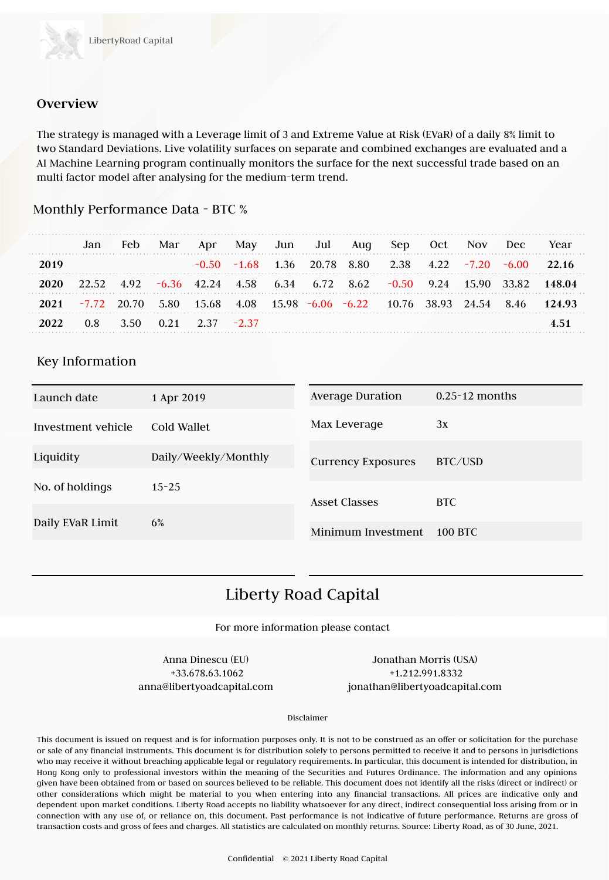LibertyRoad Capital

## Overview

The strategy is managed with a Leverage limit of 3 and Extreme Value at Risk (EVaR) of a daily 8% limit to two Standard Deviations. Live volatility surfaces on separate and combined exchanges are evaluated and a AI Machine Learning program continually monitors the surface for the next successful trade based on an multi factor model after analysing for the medium-term trend.

## Monthly Performance Data - BTC %

| | Jan | Feb | Mar | Apr | May | Jun | Jul | Aug | Sep | Oct | Nov | Dec | Year |
|---|---|---|---|---|---|---|---|---|---|---|---|---|---|
| **2019** | | | | -0.50 | -1.68 | 1.36 | 20.78 | 8.80 | 2.38 | 4.22 | -7.20 | -6.00 | **22.16** |
| **2020** | 22.52 | 4.92 | -6.36 | 42.24 | 4.58 | 6.34 | 6.72 | 8.62 | -0.50 | 9.24 | 15.90 | 33.82 | **148.04** |
| **2021** | -7.72 | 20.70 | 5.80 | 15.68 | 4.08 | 15.98 | -6.06 | -6.22 | 10.76 | 38.93 | 24.54 | 8.46 | **124.93** |
| **2022** | 0.8 | 3.50 | 0.21 | 2.37 | -2.37 | | | | | | | | **4.51** |

## Key Information

| | |
|---|---|
| Launch date | 1 Apr 2019 |
| Investment vehicle | Cold Wallet |
| Liquidity | Daily/Weekly/Monthly |
| No. of holdings | 15-25 |
| Daily EVaR Limit | 6% |

| | |
|---|---|
| Average Duration | 0.25-12 months |
| Max Leverage | 3x |
| Currency Exposures | BTC/USD |
| Asset Classes | BTC |
| Minimum Investment | 100 BTC |

## Liberty Road Capital

For more information please contact

Anna Dinescu (EU)
+33.678.63.1062
anna@libertyoadcapital.com

Jonathan Morris (USA)
+1.212.991.8332
jonathan@libertyoadcapital.com

Disclaimer

This document is issued on request and is for information purposes only. It is not to be construed as an offer or solicitation for the purchase or sale of any financial instruments. This document is for distribution solely to persons permitted to receive it and to persons in jurisdictions who may receive it without breaching applicable legal or regulatory requirements. In particular, this document is intended for distribution, in Hong Kong only to professional investors within the meaning of the Securities and Futures Ordinance. The information and any opinions given have been obtained from or based on sources believed to be reliable. This document does not identify all the risks (direct or indirect) or other considerations which might be material to you when entering into any financial transactions. All prices are indicative only and dependent upon market conditions. Liberty Road accepts no liability whatsoever for any direct, indirect consequential loss arising from or in connection with any use of, or reliance on, this document. Past performance is not indicative of future performance. Returns are gross of transaction costs and gross of fees and charges. All statistics are calculated on monthly returns. Source: Liberty Road, as of 30 June, 2021.

Confidential © 2021 Liberty Road Capital